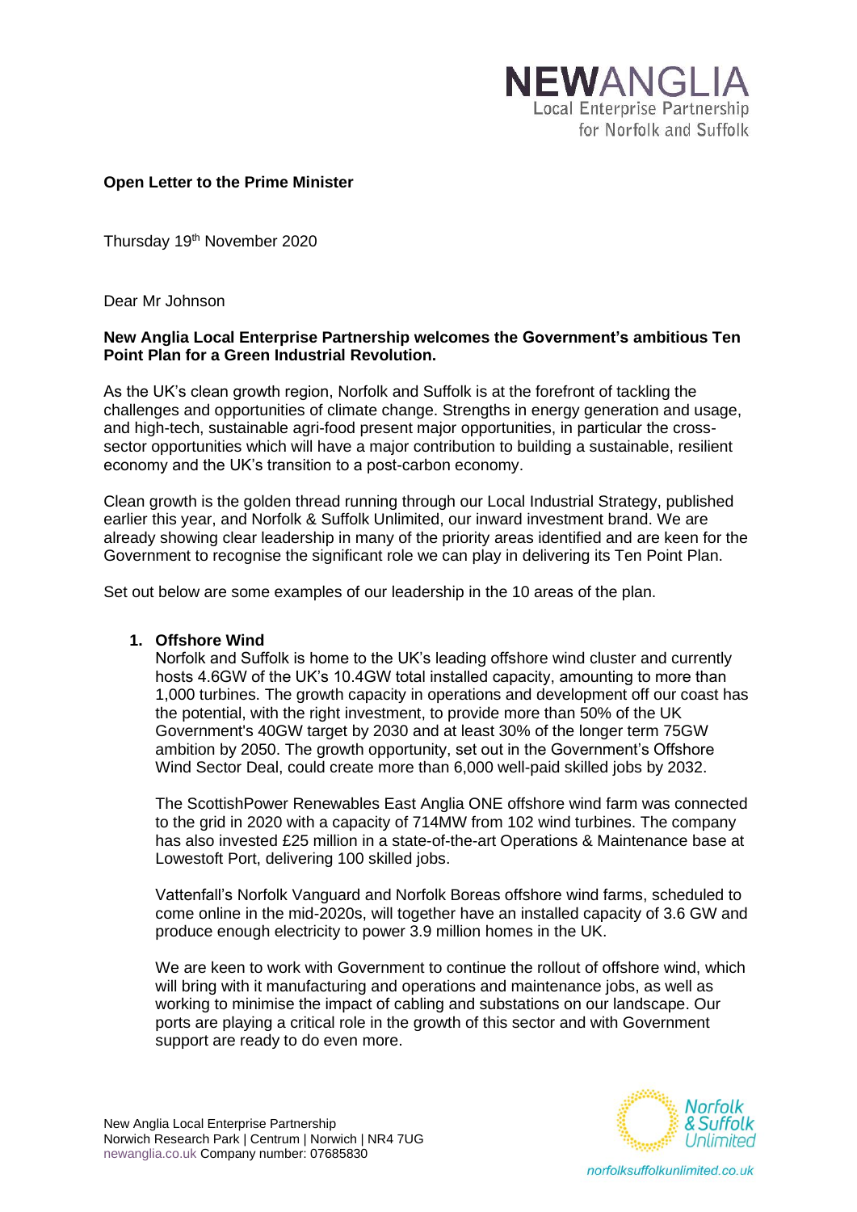**Open Letter to the Prime Minister**

Thursday 19th November 2020

Dear Mr Johnson

**New Anglia Local Enterprise Partnership welcomes the Government's ambitious Ten Point Plan for a Green Industrial Revolution.**

As the UK's clean growth region, Norfolk and Suffolk is at the forefront of tackling the challenges and opportunities of climate change. Strengths in energy generation and usage, and high-tech, sustainable agri-food present major opportunities, in particular the cross-sector opportunities which will have a major contribution to building a sustainable, resilient economy and the UK's transition to a post-carbon economy.

Clean growth is the golden thread running through our Local Industrial Strategy, published earlier this year, and Norfolk & Suffolk Unlimited, our inward investment brand. We are already showing clear leadership in many of the priority areas identified and are keen for the Government to recognise the significant role we can play in delivering its Ten Point Plan.

Set out below are some examples of our leadership in the 10 areas of the plan.

1. **Offshore Wind**

   Norfolk and Suffolk is home to the UK's leading offshore wind cluster and currently hosts 4.6GW of the UK's 10.4GW total installed capacity, amounting to more than 1,000 turbines. The growth capacity in operations and development off our coast has the potential, with the right investment, to provide more than 50% of the UK Government's 40GW target by 2030 and at least 30% of the longer term 75GW ambition by 2050. The growth opportunity, set out in the Government's Offshore Wind Sector Deal, could create more than 6,000 well-paid skilled jobs by 2032.

   The ScottishPower Renewables East Anglia ONE offshore wind farm was connected to the grid in 2020 with a capacity of 714MW from 102 wind turbines. The company has also invested £25 million in a state-of-the-art Operations & Maintenance base at Lowestoft Port, delivering 100 skilled jobs.

   Vattenfall's Norfolk Vanguard and Norfolk Boreas offshore wind farms, scheduled to come online in the mid-2020s, will together have an installed capacity of 3.6 GW and produce enough electricity to power 3.9 million homes in the UK.

   We are keen to work with Government to continue the rollout of offshore wind, which will bring with it manufacturing and operations and maintenance jobs, as well as working to minimise the impact of cabling and substations on our landscape. Our ports are playing a critical role in the growth of this sector and with Government support are ready to do even more.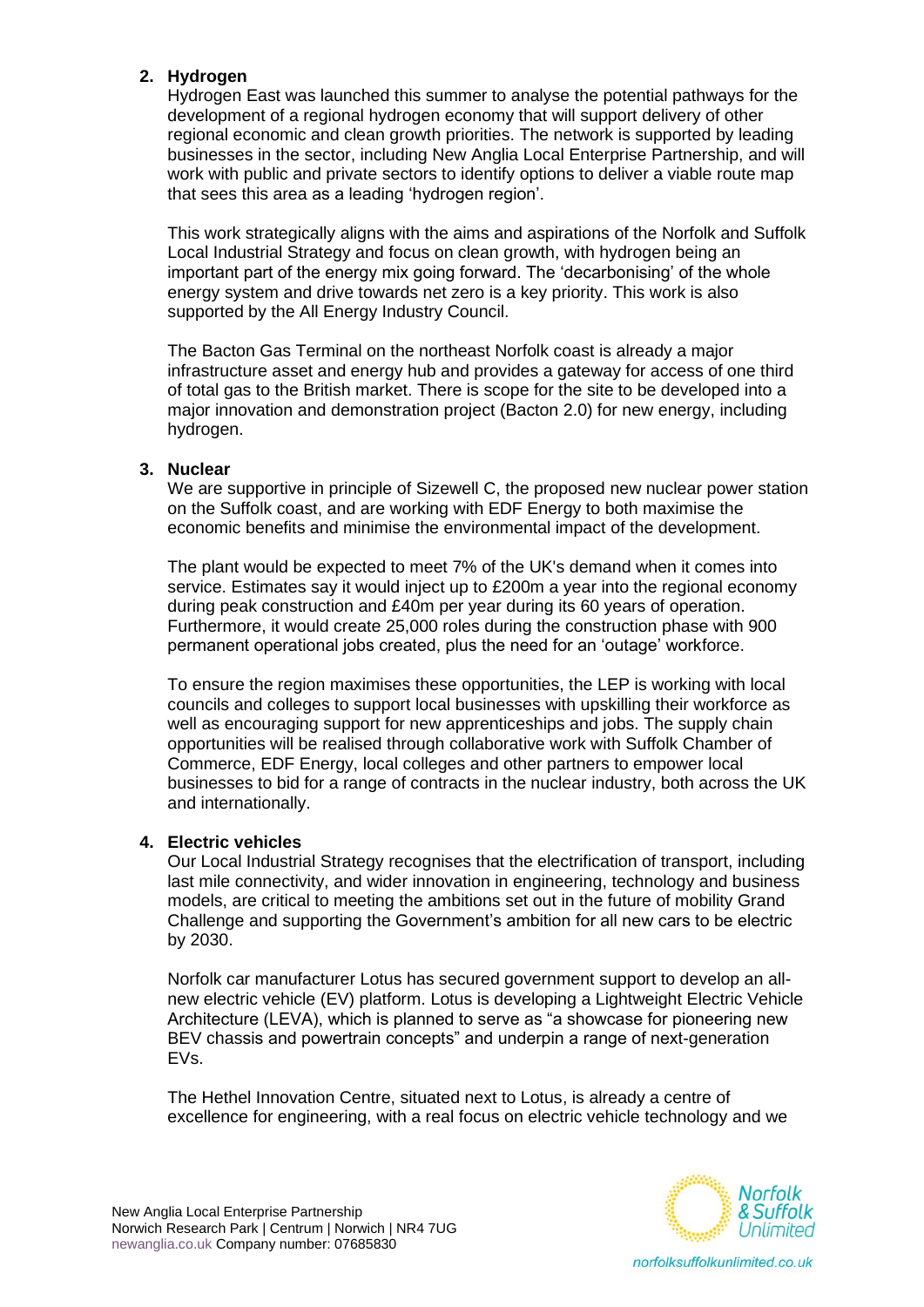2. **Hydrogen**

   Hydrogen East was launched this summer to analyse the potential pathways for the development of a regional hydrogen economy that will support delivery of other regional economic and clean growth priorities. The network is supported by leading businesses in the sector, including New Anglia Local Enterprise Partnership, and will work with public and private sectors to identify options to deliver a viable route map that sees this area as a leading 'hydrogen region'.

   This work strategically aligns with the aims and aspirations of the Norfolk and Suffolk Local Industrial Strategy and focus on clean growth, with hydrogen being an important part of the energy mix going forward. The 'decarbonising' of the whole energy system and drive towards net zero is a key priority. This work is also supported by the All Energy Industry Council.

   The Bacton Gas Terminal on the northeast Norfolk coast is already a major infrastructure asset and energy hub and provides a gateway for access of one third of total gas to the British market. There is scope for the site to be developed into a major innovation and demonstration project (Bacton 2.0) for new energy, including hydrogen.

3. **Nuclear**

   We are supportive in principle of Sizewell C, the proposed new nuclear power station on the Suffolk coast, and are working with EDF Energy to both maximise the economic benefits and minimise the environmental impact of the development.

   The plant would be expected to meet 7% of the UK's demand when it comes into service. Estimates say it would inject up to £200m a year into the regional economy during peak construction and £40m per year during its 60 years of operation. Furthermore, it would create 25,000 roles during the construction phase with 900 permanent operational jobs created, plus the need for an 'outage' workforce.

   To ensure the region maximises these opportunities, the LEP is working with local councils and colleges to support local businesses with upskilling their workforce as well as encouraging support for new apprenticeships and jobs. The supply chain opportunities will be realised through collaborative work with Suffolk Chamber of Commerce, EDF Energy, local colleges and other partners to empower local businesses to bid for a range of contracts in the nuclear industry, both across the UK and internationally.

4. **Electric vehicles**

   Our Local Industrial Strategy recognises that the electrification of transport, including last mile connectivity, and wider innovation in engineering, technology and business models, are critical to meeting the ambitions set out in the future of mobility Grand Challenge and supporting the Government's ambition for all new cars to be electric by 2030.

   Norfolk car manufacturer Lotus has secured government support to develop an all-new electric vehicle (EV) platform. Lotus is developing a Lightweight Electric Vehicle Architecture (LEVA), which is planned to serve as "a showcase for pioneering new BEV chassis and powertrain concepts" and underpin a range of next-generation EVs.

   The Hethel Innovation Centre, situated next to Lotus, is already a centre of excellence for engineering, with a real focus on electric vehicle technology and we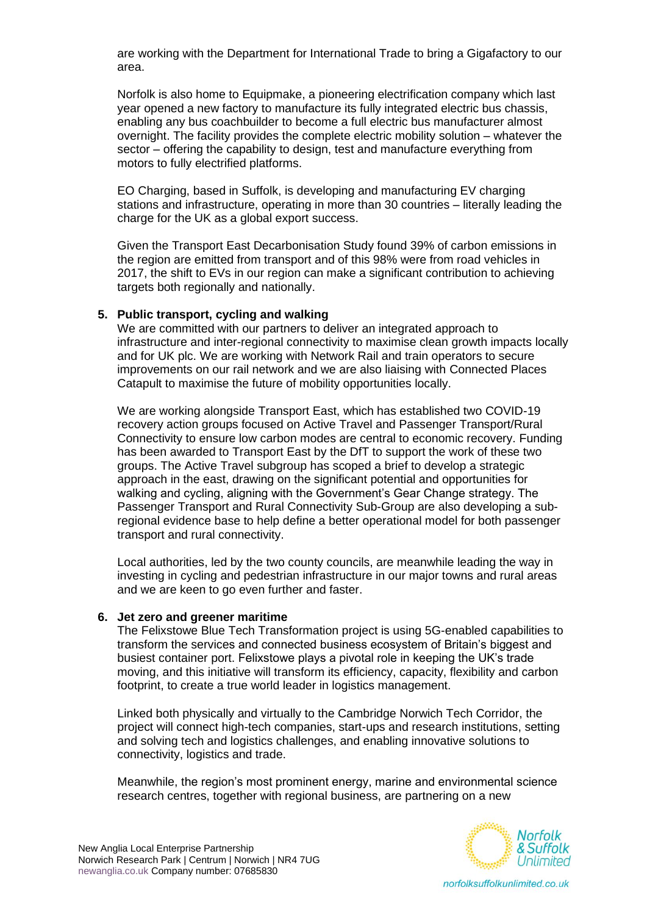are working with the Department for International Trade to bring a Gigafactory to our area.

Norfolk is also home to Equipmake, a pioneering electrification company which last year opened a new factory to manufacture its fully integrated electric bus chassis, enabling any bus coachbuilder to become a full electric bus manufacturer almost overnight. The facility provides the complete electric mobility solution – whatever the sector – offering the capability to design, test and manufacture everything from motors to fully electrified platforms.

EO Charging, based in Suffolk, is developing and manufacturing EV charging stations and infrastructure, operating in more than 30 countries – literally leading the charge for the UK as a global export success.

Given the Transport East Decarbonisation Study found 39% of carbon emissions in the region are emitted from transport and of this 98% were from road vehicles in 2017, the shift to EVs in our region can make a significant contribution to achieving targets both regionally and nationally.

**5. Public transport, cycling and walking**

We are committed with our partners to deliver an integrated approach to infrastructure and inter-regional connectivity to maximise clean growth impacts locally and for UK plc. We are working with Network Rail and train operators to secure improvements on our rail network and we are also liaising with Connected Places Catapult to maximise the future of mobility opportunities locally.

We are working alongside Transport East, which has established two COVID-19 recovery action groups focused on Active Travel and Passenger Transport/Rural Connectivity to ensure low carbon modes are central to economic recovery. Funding has been awarded to Transport East by the DfT to support the work of these two groups. The Active Travel subgroup has scoped a brief to develop a strategic approach in the east, drawing on the significant potential and opportunities for walking and cycling, aligning with the Government's Gear Change strategy. The Passenger Transport and Rural Connectivity Sub-Group are also developing a sub-regional evidence base to help define a better operational model for both passenger transport and rural connectivity.

Local authorities, led by the two county councils, are meanwhile leading the way in investing in cycling and pedestrian infrastructure in our major towns and rural areas and we are keen to go even further and faster.

**6. Jet zero and greener maritime**

The Felixstowe Blue Tech Transformation project is using 5G-enabled capabilities to transform the services and connected business ecosystem of Britain's biggest and busiest container port. Felixstowe plays a pivotal role in keeping the UK's trade moving, and this initiative will transform its efficiency, capacity, flexibility and carbon footprint, to create a true world leader in logistics management.

Linked both physically and virtually to the Cambridge Norwich Tech Corridor, the project will connect high-tech companies, start-ups and research institutions, setting and solving tech and logistics challenges, and enabling innovative solutions to connectivity, logistics and trade.

Meanwhile, the region's most prominent energy, marine and environmental science research centres, together with regional business, are partnering on a new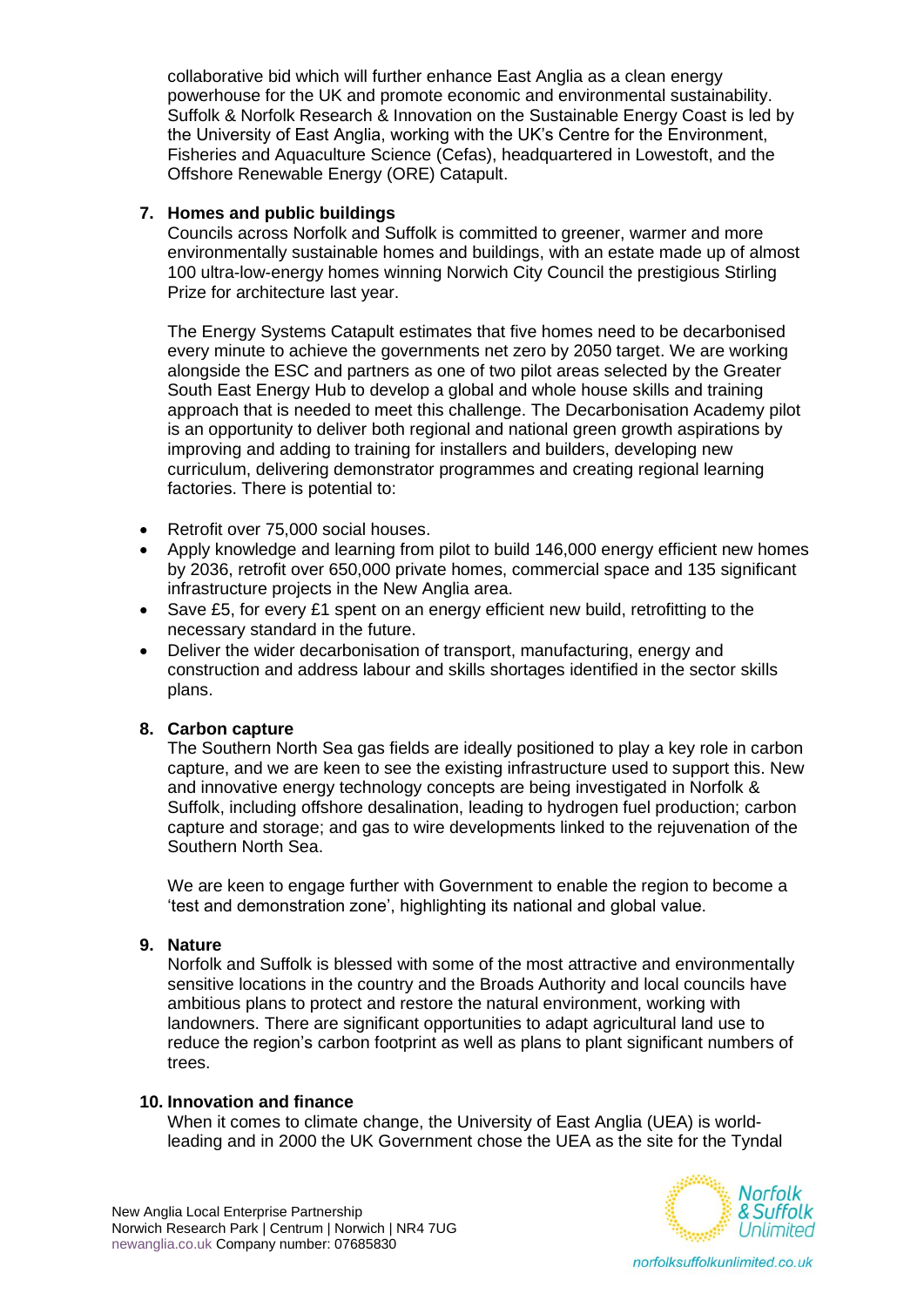collaborative bid which will further enhance East Anglia as a clean energy powerhouse for the UK and promote economic and environmental sustainability. Suffolk & Norfolk Research & Innovation on the Sustainable Energy Coast is led by the University of East Anglia, working with the UK's Centre for the Environment, Fisheries and Aquaculture Science (Cefas), headquartered in Lowestoft, and the Offshore Renewable Energy (ORE) Catapult.

7. **Homes and public buildings**
   Councils across Norfolk and Suffolk is committed to greener, warmer and more environmentally sustainable homes and buildings, with an estate made up of almost 100 ultra-low-energy homes winning Norwich City Council the prestigious Stirling Prize for architecture last year.

   The Energy Systems Catapult estimates that five homes need to be decarbonised every minute to achieve the governments net zero by 2050 target. We are working alongside the ESC and partners as one of two pilot areas selected by the Greater South East Energy Hub to develop a global and whole house skills and training approach that is needed to meet this challenge. The Decarbonisation Academy pilot is an opportunity to deliver both regional and national green growth aspirations by improving and adding to training for installers and builders, developing new curriculum, delivering demonstrator programmes and creating regional learning factories. There is potential to:

- Retrofit over 75,000 social houses.
- Apply knowledge and learning from pilot to build 146,000 energy efficient new homes by 2036, retrofit over 650,000 private homes, commercial space and 135 significant infrastructure projects in the New Anglia area.
- Save £5, for every £1 spent on an energy efficient new build, retrofitting to the necessary standard in the future.
- Deliver the wider decarbonisation of transport, manufacturing, energy and construction and address labour and skills shortages identified in the sector skills plans.

8. **Carbon capture**
   The Southern North Sea gas fields are ideally positioned to play a key role in carbon capture, and we are keen to see the existing infrastructure used to support this. New and innovative energy technology concepts are being investigated in Norfolk & Suffolk, including offshore desalination, leading to hydrogen fuel production; carbon capture and storage; and gas to wire developments linked to the rejuvenation of the Southern North Sea.

   We are keen to engage further with Government to enable the region to become a 'test and demonstration zone', highlighting its national and global value.

9. **Nature**
   Norfolk and Suffolk is blessed with some of the most attractive and environmentally sensitive locations in the country and the Broads Authority and local councils have ambitious plans to protect and restore the natural environment, working with landowners. There are significant opportunities to adapt agricultural land use to reduce the region's carbon footprint as well as plans to plant significant numbers of trees.

10. **Innovation and finance**
    When it comes to climate change, the University of East Anglia (UEA) is world-leading and in 2000 the UK Government chose the UEA as the site for the Tyndal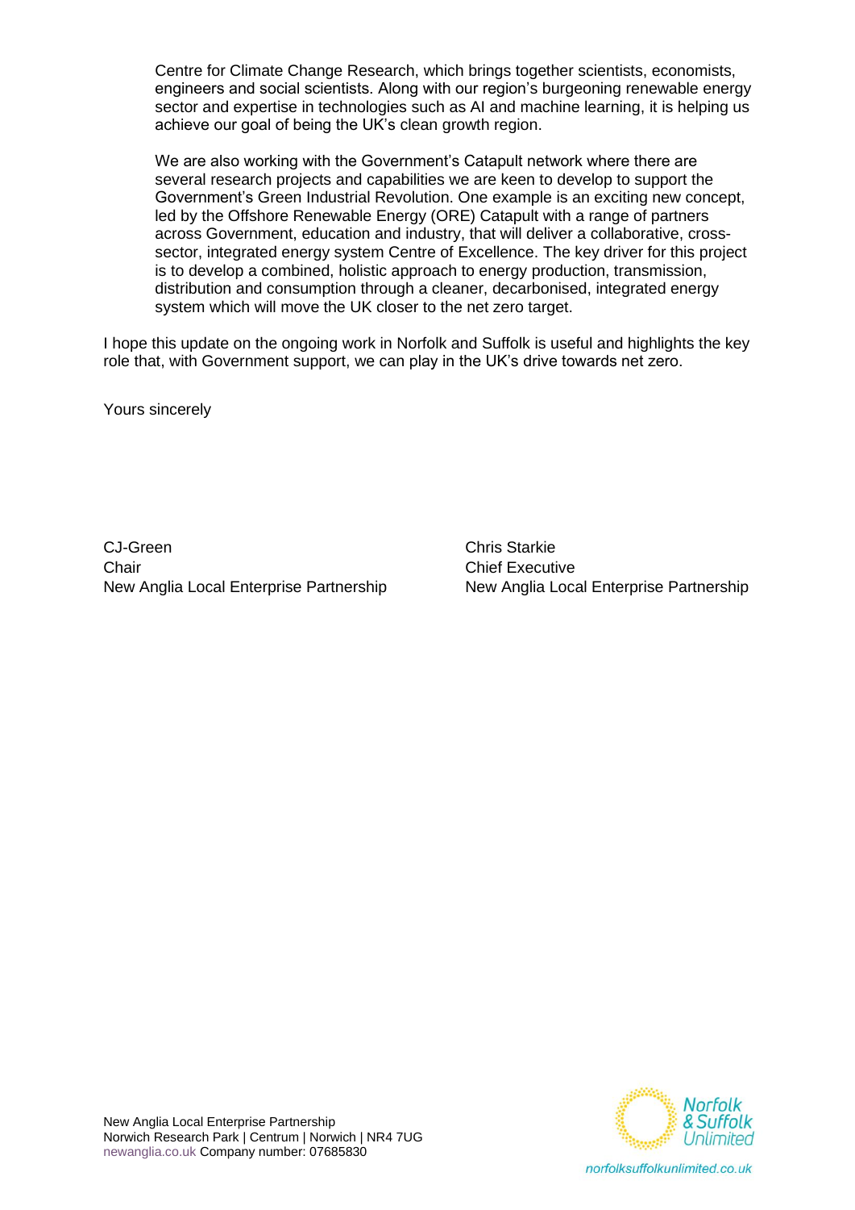Centre for Climate Change Research, which brings together scientists, economists, engineers and social scientists. Along with our region's burgeoning renewable energy sector and expertise in technologies such as AI and machine learning, it is helping us achieve our goal of being the UK's clean growth region.

We are also working with the Government's Catapult network where there are several research projects and capabilities we are keen to develop to support the Government's Green Industrial Revolution. One example is an exciting new concept, led by the Offshore Renewable Energy (ORE) Catapult with a range of partners across Government, education and industry, that will deliver a collaborative, cross-sector, integrated energy system Centre of Excellence. The key driver for this project is to develop a combined, holistic approach to energy production, transmission, distribution and consumption through a cleaner, decarbonised, integrated energy system which will move the UK closer to the net zero target.

I hope this update on the ongoing work in Norfolk and Suffolk is useful and highlights the key role that, with Government support, we can play in the UK's drive towards net zero.

Yours sincerely

CJ-Green
Chair
New Anglia Local Enterprise Partnership

Chris Starkie
Chief Executive
New Anglia Local Enterprise Partnership

New Anglia Local Enterprise Partnership
Norwich Research Park | Centrum | Norwich | NR4 7UG
newanglia.co.uk Company number: 07685830

Norfolk & Suffolk Unlimited
norfolksuffolkunlimited.co.uk